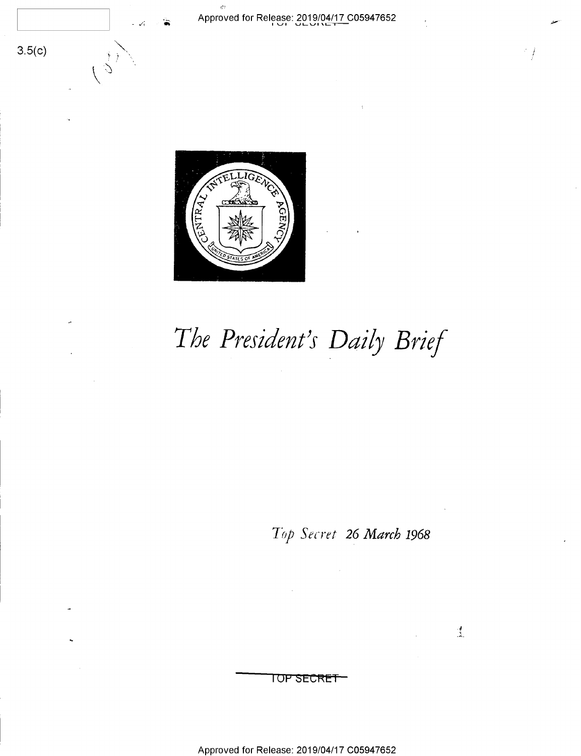3.5(c)

# The President's Daily Brief

*Top Secret 26 March 1968*

TOP SECRET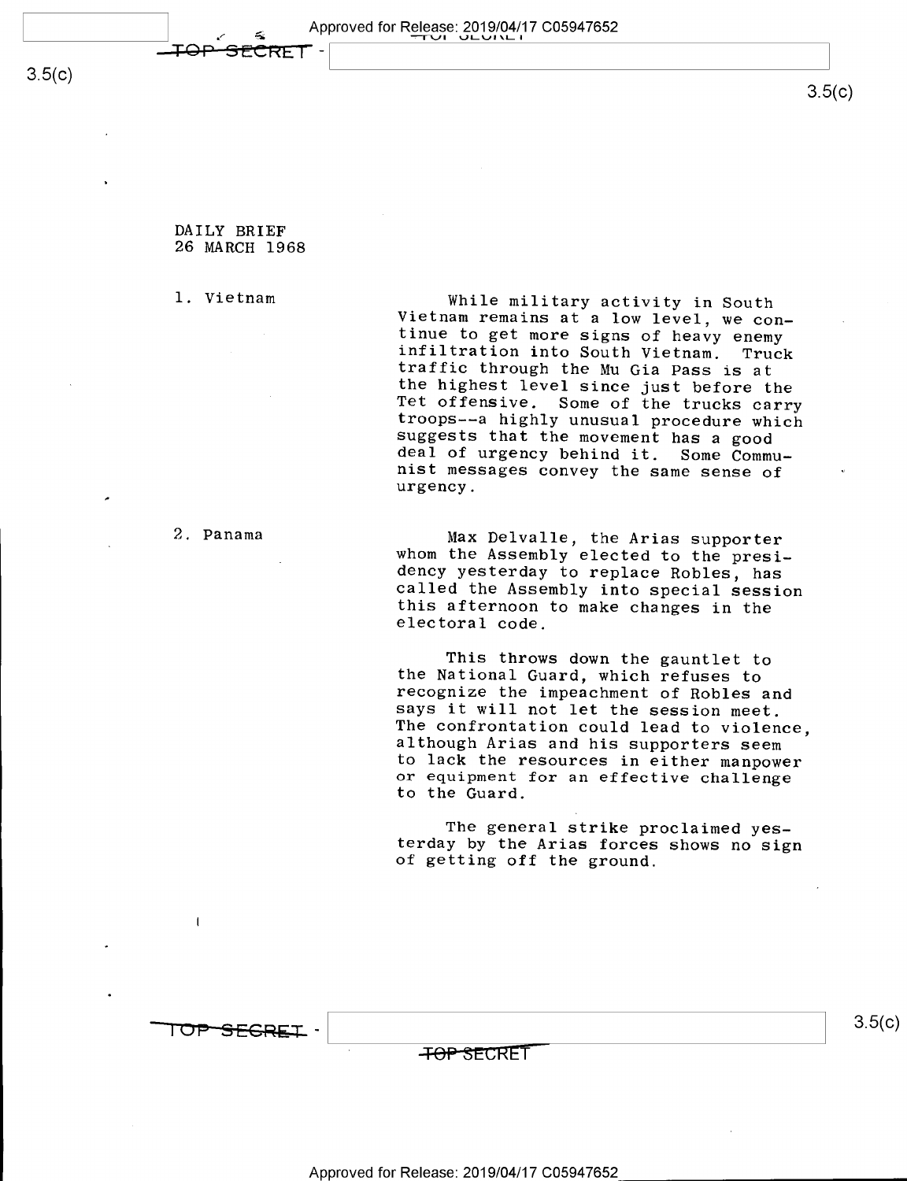DAILY BRIEF
26 MARCH 1968

1. Vietnam

While military activity in South Vietnam remains at a low level, we continue to get more signs of heavy enemy infiltration into South Vietnam. Truck traffic through the Mu Gia Pass is at the highest level since just before the Tet offensive. Some of the trucks carry troops--a highly unusual procedure which suggests that the movement has a good deal of urgency behind it. Some Communist messages convey the same sense of urgency.

2. Panama

Max Delvalle, the Arias supporter whom the Assembly elected to the presidency yesterday to replace Robles, has called the Assembly into special session this afternoon to make changes in the electoral code.

This throws down the gauntlet to the National Guard, which refuses to recognize the impeachment of Robles and says it will not let the session meet. The confrontation could lead to violence, although Arias and his supporters seem to lack the resources in either manpower or equipment for an effective challenge to the Guard.

The general strike proclaimed yesterday by the Arias forces shows no sign of getting off the ground.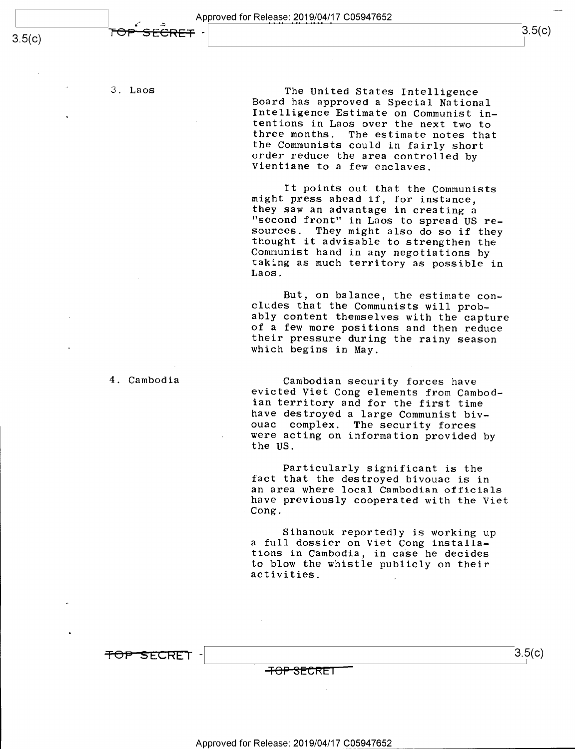**3. Laos**

The United States Intelligence Board has approved a Special National Intelligence Estimate on Communist intentions in Laos over the next two to three months. The estimate notes that the Communists could in fairly short order reduce the area controlled by Vientiane to a few enclaves.

It points out that the Communists might press ahead if, for instance, they saw an advantage in creating a "second front" in Laos to spread US resources. They might also do so if they thought it advisable to strengthen the Communist hand in any negotiations by taking as much territory as possible in Laos.

But, on balance, the estimate concludes that the Communists will probably content themselves with the capture of a few more positions and then reduce their pressure during the rainy season which begins in May.

**4. Cambodia**

Cambodian security forces have evicted Viet Cong elements from Cambodian territory and for the first time have destroyed a large Communist bivouac complex. The security forces were acting on information provided by the US.

Particularly significant is the fact that the destroyed bivouac is in an area where local Cambodian officials have previously cooperated with the Viet Cong.

Sihanouk reportedly is working up a full dossier on Viet Cong installations in Cambodia, in case he decides to blow the whistle publicly on their activities.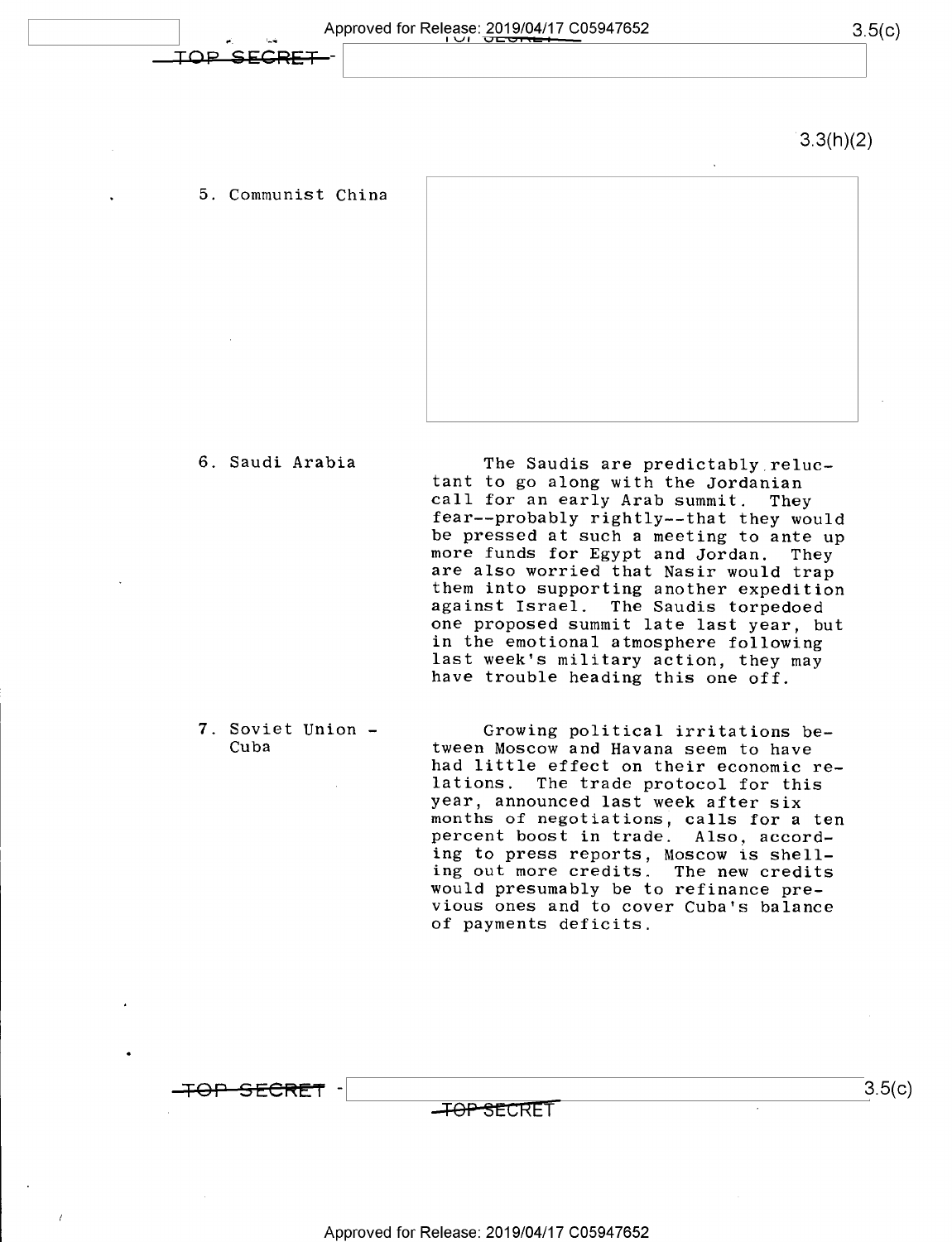5. Communist China

6. Saudi Arabia

The Saudis are predictably reluctant to go along with the Jordanian call for an early Arab summit. They fear--probably rightly--that they would be pressed at such a meeting to ante up more funds for Egypt and Jordan. They are also worried that Nasir would trap them into supporting another expedition against Israel. The Saudis torpedoed one proposed summit late last year, but in the emotional atmosphere following last week's military action, they may have trouble heading this one off.

7. Soviet Union - Cuba

Growing political irritations between Moscow and Havana seem to have had little effect on their economic relations. The trade protocol for this year, announced last week after six months of negotiations, calls for a ten percent boost in trade. Also, according to press reports, Moscow is shelling out more credits. The new credits would presumably be to refinance previous ones and to cover Cuba's balance of payments deficits.